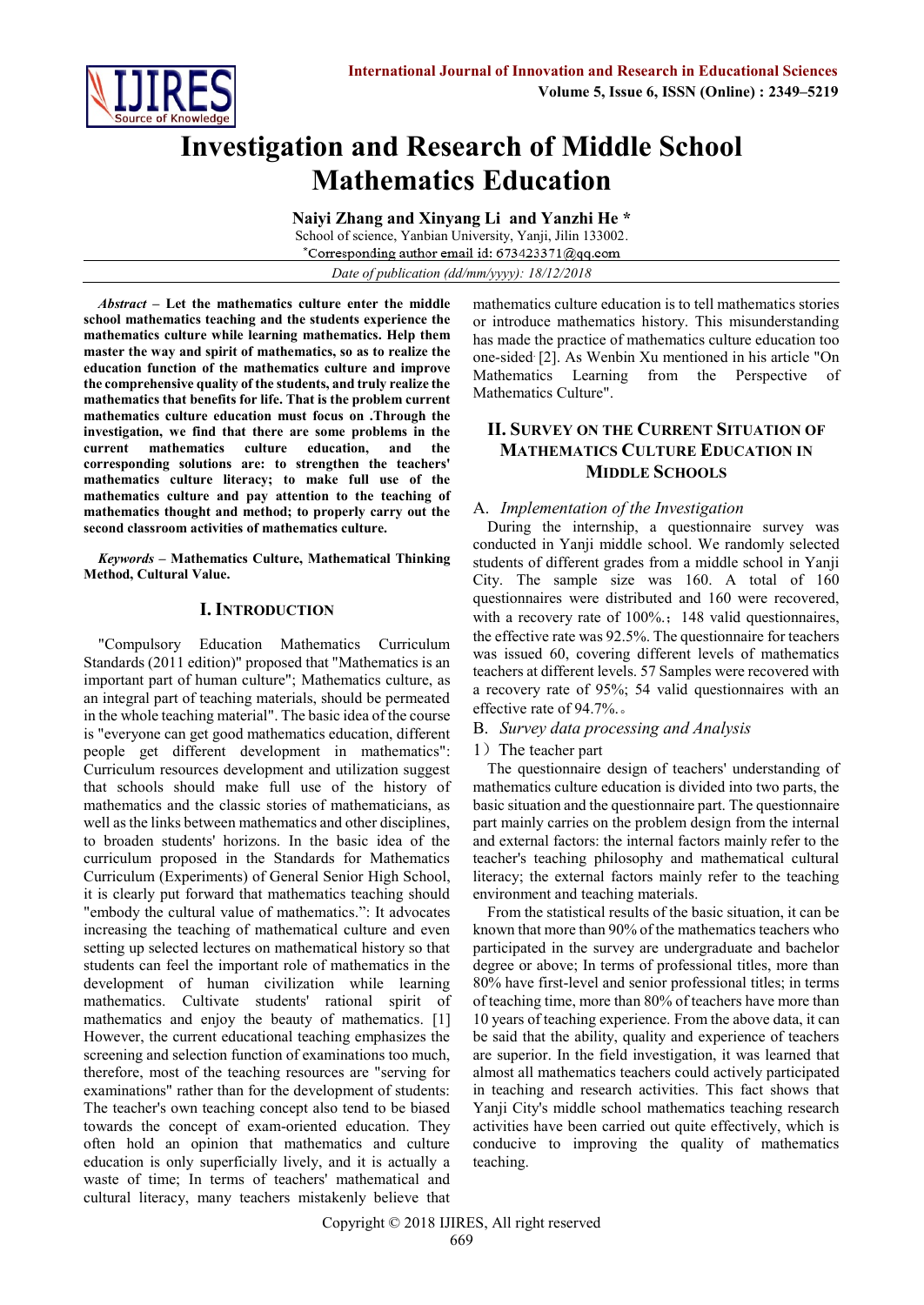# Investigation and Research of Middle School Mathematics Education

**Naiyi Zhang and Xinyang Li and Yanzhi He \***

School of science, Yanbian University, Yanji, Jilin 133002.

\*Corresponding author email id: 673423371@qq.com

*Date of publication (dd/mm/yyyy): 18/12/2018*

***Abstract*** **– Let the mathematics culture enter the middle school mathematics teaching and the students experience the mathematics culture while learning mathematics. Help them master the way and spirit of mathematics, so as to realize the education function of the mathematics culture and improve the comprehensive quality of the students, and truly realize the mathematics that benefits for life. That is the problem current mathematics culture education must focus on .Through the investigation, we find that there are some problems in the current mathematics culture education, and the corresponding solutions are: to strengthen the teachers' mathematics culture literacy; to make full use of the mathematics culture and pay attention to the teaching of mathematics thought and method; to properly carry out the second classroom activities of mathematics culture.**

***Keywords*** **– Mathematics Culture, Mathematical Thinking Method, Cultural Value.**

## I. Introduction

"Compulsory Education Mathematics Curriculum Standards (2011 edition)" proposed that "Mathematics is an important part of human culture"; Mathematics culture, as an integral part of teaching materials, should be permeated in the whole teaching material". The basic idea of the course is "everyone can get good mathematics education, different people get different development in mathematics": Curriculum resources development and utilization suggest that schools should make full use of the history of mathematics and the classic stories of mathematicians, as well as the links between mathematics and other disciplines, to broaden students' horizons. In the basic idea of the curriculum proposed in the Standards for Mathematics Curriculum (Experiments) of General Senior High School, it is clearly put forward that mathematics teaching should "embody the cultural value of mathematics.": It advocates increasing the teaching of mathematical culture and even setting up selected lectures on mathematical history so that students can feel the important role of mathematics in the development of human civilization while learning mathematics. Cultivate students' rational spirit of mathematics and enjoy the beauty of mathematics. [1] However, the current educational teaching emphasizes the screening and selection function of examinations too much, therefore, most of the teaching resources are "serving for examinations" rather than for the development of students: The teacher's own teaching concept also tend to be biased towards the concept of exam-oriented education. They often hold an opinion that mathematics and culture education is only superficially lively, and it is actually a waste of time; In terms of teachers' mathematical and cultural literacy, many teachers mistakenly believe that mathematics culture education is to tell mathematics stories or introduce mathematics history. This misunderstanding has made the practice of mathematics culture education too one-sided [2]. As Wenbin Xu mentioned in his article "On Mathematics Learning from the Perspective of Mathematics Culture".

## II. Survey on the Current Situation of Mathematics Culture Education in Middle Schools

### A. *Implementation of the Investigation*

During the internship, a questionnaire survey was conducted in Yanji middle school. We randomly selected students of different grades from a middle school in Yanji City. The sample size was 160. A total of 160 questionnaires were distributed and 160 were recovered, with a recovery rate of 100%.; 148 valid questionnaires, the effective rate was 92.5%. The questionnaire for teachers was issued 60, covering different levels of mathematics teachers at different levels. 57 Samples were recovered with a recovery rate of 95%; 54 valid questionnaires with an effective rate of 94.7%.。

### B. *Survey data processing and Analysis*

1）The teacher part

The questionnaire design of teachers' understanding of mathematics culture education is divided into two parts, the basic situation and the questionnaire part. The questionnaire part mainly carries on the problem design from the internal and external factors: the internal factors mainly refer to the teacher's teaching philosophy and mathematical cultural literacy; the external factors mainly refer to the teaching environment and teaching materials.

From the statistical results of the basic situation, it can be known that more than 90% of the mathematics teachers who participated in the survey are undergraduate and bachelor degree or above; In terms of professional titles, more than 80% have first-level and senior professional titles; in terms of teaching time, more than 80% of teachers have more than 10 years of teaching experience. From the above data, it can be said that the ability, quality and experience of teachers are superior. In the field investigation, it was learned that almost all mathematics teachers could actively participated in teaching and research activities. This fact shows that Yanji City's middle school mathematics teaching research activities have been carried out quite effectively, which is conducive to improving the quality of mathematics teaching.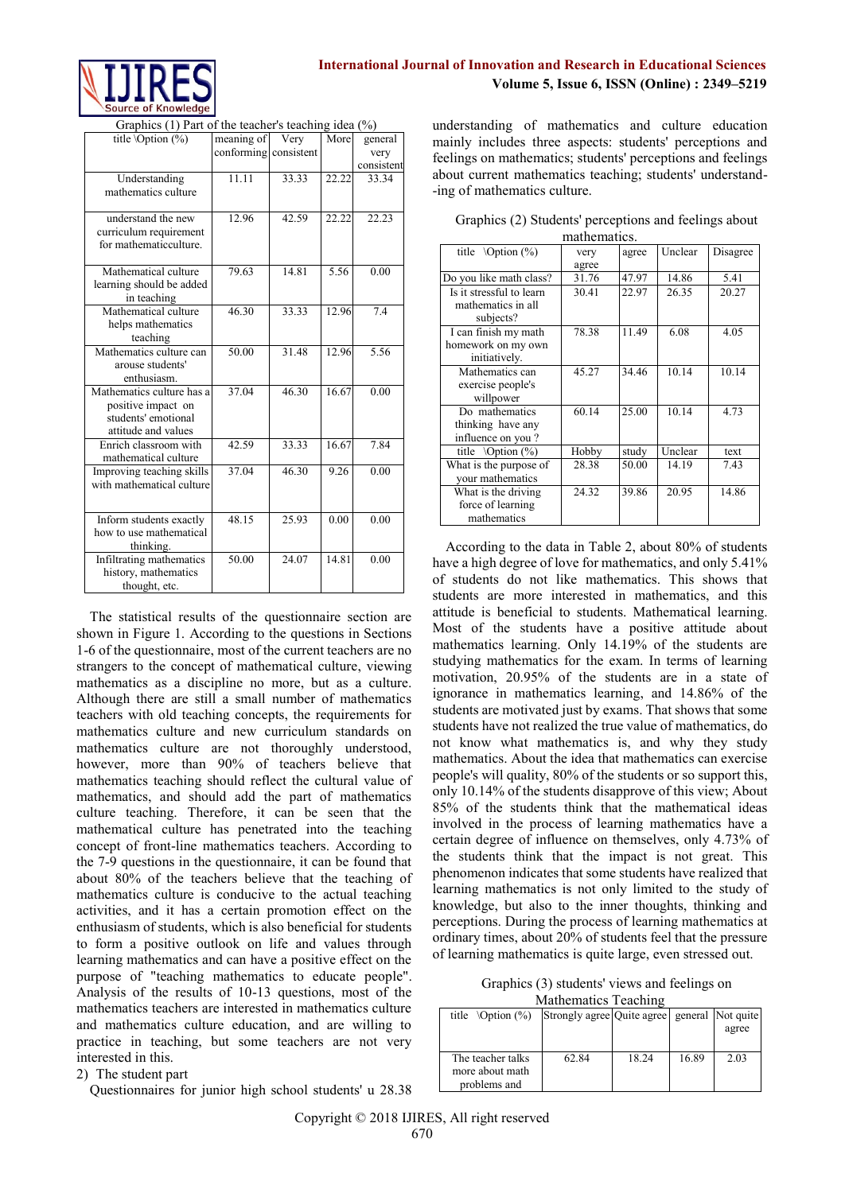Graphics (1) Part of the teacher's teaching idea (%)

| title \Option (%) | meaning of conforming | Very consistent | More | general very consistent |
|---|---|---|---|---|
| Understanding mathematics culture | 11.11 | 33.33 | 22.22 | 33.34 |
| understand the new curriculum requirement for mathematicculture. | 12.96 | 42.59 | 22.22 | 22.23 |
| Mathematical culture learning should be added in teaching | 79.63 | 14.81 | 5.56 | 0.00 |
| Mathematical culture helps mathematics teaching | 46.30 | 33.33 | 12.96 | 7.4 |
| Mathematics culture can arouse students' enthusiasm. | 50.00 | 31.48 | 12.96 | 5.56 |
| Mathematics culture has a positive impact on students' emotional attitude and values | 37.04 | 46.30 | 16.67 | 0.00 |
| Enrich classroom with mathematical culture | 42.59 | 33.33 | 16.67 | 7.84 |
| Improving teaching skills with mathematical culture | 37.04 | 46.30 | 9.26 | 0.00 |
| Inform students exactly how to use mathematical thinking. | 48.15 | 25.93 | 0.00 | 0.00 |
| Infiltrating mathematics history, mathematics thought, etc. | 50.00 | 24.07 | 14.81 | 0.00 |

The statistical results of the questionnaire section are shown in Figure 1. According to the questions in Sections 1-6 of the questionnaire, most of the current teachers are no strangers to the concept of mathematical culture, viewing mathematics as a discipline no more, but as a culture. Although there are still a small number of mathematics teachers with old teaching concepts, the requirements for mathematics culture and new curriculum standards on mathematics culture are not thoroughly understood, however, more than 90% of teachers believe that mathematics teaching should reflect the cultural value of mathematics, and should add the part of mathematics culture teaching. Therefore, it can be seen that the mathematical culture has penetrated into the teaching concept of front-line mathematics teachers. According to the 7-9 questions in the questionnaire, it can be found that about 80% of the teachers believe that the teaching of mathematics culture is conducive to the actual teaching activities, and it has a certain promotion effect on the enthusiasm of students, which is also beneficial for students to form a positive outlook on life and values through learning mathematics and can have a positive effect on the purpose of "teaching mathematics to educate people". Analysis of the results of 10-13 questions, most of the mathematics teachers are interested in mathematics culture and mathematics culture education, and are willing to practice in teaching, but some teachers are not very interested in this.

2) The student part

Questionnaires for junior high school students' u 28.38 understanding of mathematics and culture education mainly includes three aspects: students' perceptions and feelings on mathematics; students' perceptions and feelings about current mathematics teaching; students' understand--ing of mathematics culture.

Graphics (2) Students' perceptions and feelings about mathematics.

| title \Option (%) | very agree | agree | Unclear | Disagree |
|---|---|---|---|---|
| Do you like math class? | 31.76 | 47.97 | 14.86 | 5.41 |
| Is it stressful to learn mathematics in all subjects? | 30.41 | 22.97 | 26.35 | 20.27 |
| I can finish my math homework on my own initiatively. | 78.38 | 11.49 | 6.08 | 4.05 |
| Mathematics can exercise people's willpower | 45.27 | 34.46 | 10.14 | 10.14 |
| Do mathematics thinking have any influence on you ? | 60.14 | 25.00 | 10.14 | 4.73 |
| title \Option (%) | Hobby | study | Unclear | text |
| What is the purpose of your mathematics | 28.38 | 50.00 | 14.19 | 7.43 |
| What is the driving force of learning mathematics | 24.32 | 39.86 | 20.95 | 14.86 |

According to the data in Table 2, about 80% of students have a high degree of love for mathematics, and only 5.41% of students do not like mathematics. This shows that students are more interested in mathematics, and this attitude is beneficial to students. Mathematical learning. Most of the students have a positive attitude about mathematics learning. Only 14.19% of the students are studying mathematics for the exam. In terms of learning motivation, 20.95% of the students are in a state of ignorance in mathematics learning, and 14.86% of the students are motivated just by exams. That shows that some students have not realized the true value of mathematics, do not know what mathematics is, and why they study mathematics. About the idea that mathematics can exercise people's will quality, 80% of the students or so support this, only 10.14% of the students disapprove of this view; About 85% of the students think that the mathematical ideas involved in the process of learning mathematics have a certain degree of influence on themselves, only 4.73% of the students think that the impact is not great. This phenomenon indicates that some students have realized that learning mathematics is not only limited to the study of knowledge, but also to the inner thoughts, thinking and perceptions. During the process of learning mathematics at ordinary times, about 20% of students feel that the pressure of learning mathematics is quite large, even stressed out.

Graphics (3) students' views and feelings on Mathematics Teaching

| title \Option (%) | Strongly agree | Quite agree | general | Not quite agree |
|---|---|---|---|---|
| The teacher talks more about math problems and | 62.84 | 18.24 | 16.89 | 2.03 |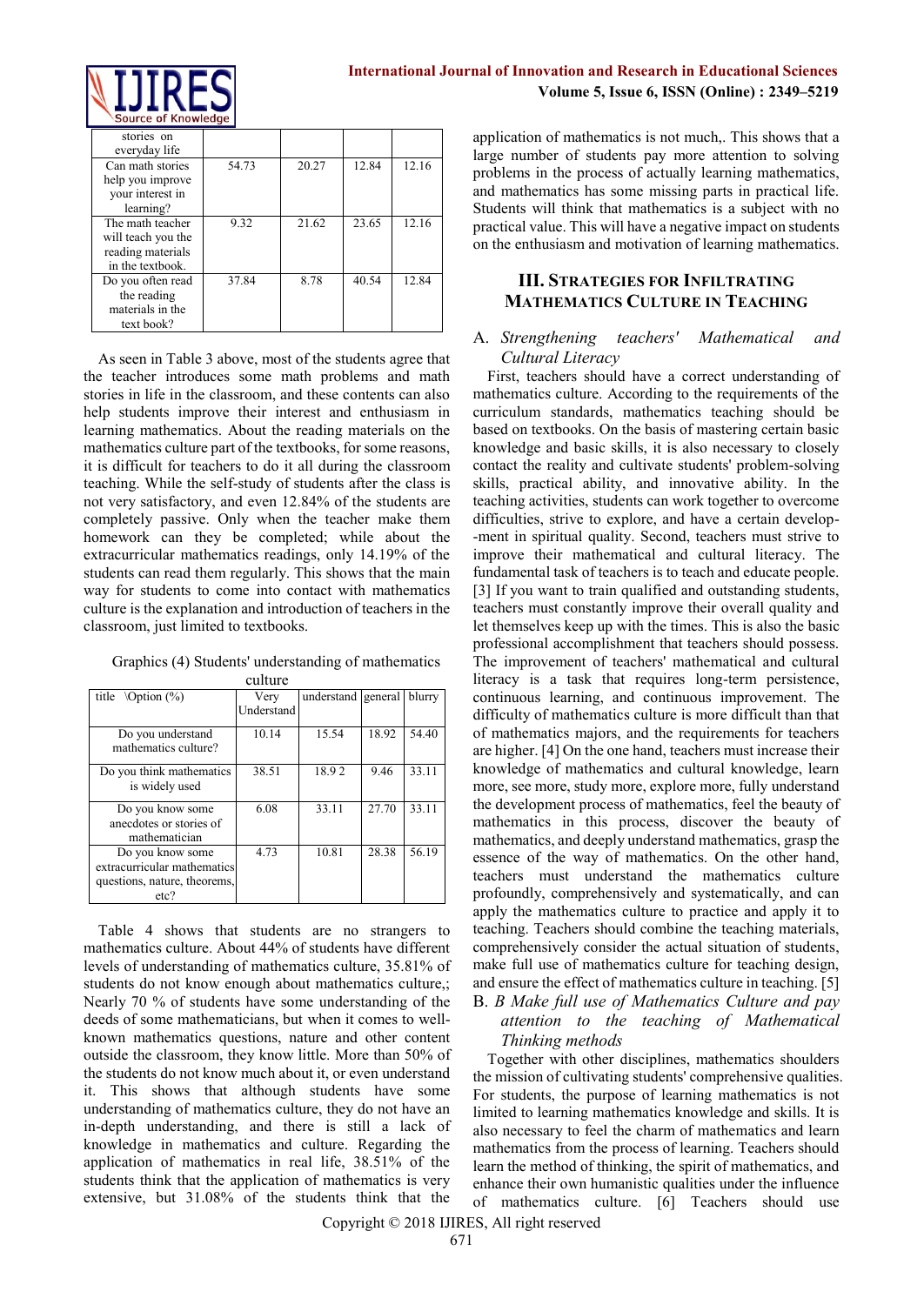| stories on everyday life | | | | |
| --- | --- | --- | --- | --- |
| Can math stories help you improve your interest in learning? | 54.73 | 20.27 | 12.84 | 12.16 |
| The math teacher will teach you the reading materials in the textbook. | 9.32 | 21.62 | 23.65 | 12.16 |
| Do you often read the reading materials in the text book? | 37.84 | 8.78 | 40.54 | 12.84 |

As seen in Table 3 above, most of the students agree that the teacher introduces some math problems and math stories in life in the classroom, and these contents can also help students improve their interest and enthusiasm in learning mathematics. About the reading materials on the mathematics culture part of the textbooks, for some reasons, it is difficult for teachers to do it all during the classroom teaching. While the self-study of students after the class is not very satisfactory, and even 12.84% of the students are completely passive. Only when the teacher make them homework can they be completed; while about the extracurricular mathematics readings, only 14.19% of the students can read them regularly. This shows that the main way for students to come into contact with mathematics culture is the explanation and introduction of teachers in the classroom, just limited to textbooks.

Graphics (4) Students' understanding of mathematics culture

| title \Option (%) | Very Understand | understand | general | blurry |
| --- | --- | --- | --- | --- |
| Do you understand mathematics culture? | 10.14 | 15.54 | 18.92 | 54.40 |
| Do you think mathematics is widely used | 38.51 | 18.9 2 | 9.46 | 33.11 |
| Do you know some anecdotes or stories of mathematician | 6.08 | 33.11 | 27.70 | 33.11 |
| Do you know some extracurricular mathematics questions, nature, theorems, etc? | 4.73 | 10.81 | 28.38 | 56.19 |

Table 4 shows that students are no strangers to mathematics culture. About 44% of students have different levels of understanding of mathematics culture, 35.81% of students do not know enough about mathematics culture,; Nearly 70 % of students have some understanding of the deeds of some mathematicians, but when it comes to well-known mathematics questions, nature and other content outside the classroom, they know little. More than 50% of the students do not know much about it, or even understand it. This shows that although students have some understanding of mathematics culture, they do not have an in-depth understanding, and there is still a lack of knowledge in mathematics and culture. Regarding the application of mathematics in real life, 38.51% of the students think that the application of mathematics is very extensive, but 31.08% of the students think that the application of mathematics is not much,. This shows that a large number of students pay more attention to solving problems in the process of actually learning mathematics, and mathematics has some missing parts in practical life. Students will think that mathematics is a subject with no practical value. This will have a negative impact on students on the enthusiasm and motivation of learning mathematics.

## III. Strategies for Infiltrating Mathematics Culture in Teaching

### A. *Strengthening teachers' Mathematical and Cultural Literacy*

First, teachers should have a correct understanding of mathematics culture. According to the requirements of the curriculum standards, mathematics teaching should be based on textbooks. On the basis of mastering certain basic knowledge and basic skills, it is also necessary to closely contact the reality and cultivate students' problem-solving skills, practical ability, and innovative ability. In the teaching activities, students can work together to overcome difficulties, strive to explore, and have a certain develop--ment in spiritual quality. Second, teachers must strive to improve their mathematical and cultural literacy. The fundamental task of teachers is to teach and educate people. [3] If you want to train qualified and outstanding students, teachers must constantly improve their overall quality and let themselves keep up with the times. This is also the basic professional accomplishment that teachers should possess. The improvement of teachers' mathematical and cultural literacy is a task that requires long-term persistence, continuous learning, and continuous improvement. The difficulty of mathematics culture is more difficult than that of mathematics majors, and the requirements for teachers are higher. [4] On the one hand, teachers must increase their knowledge of mathematics and cultural knowledge, learn more, see more, study more, explore more, fully understand the development process of mathematics, feel the beauty of mathematics in this process, discover the beauty of mathematics, and deeply understand mathematics, grasp the essence of the way of mathematics. On the other hand, teachers must understand the mathematics culture profoundly, comprehensively and systematically, and can apply the mathematics culture to practice and apply it to teaching. Teachers should combine the teaching materials, comprehensively consider the actual situation of students, make full use of mathematics culture for teaching design, and ensure the effect of mathematics culture in teaching. [5]

### B. *B Make full use of Mathematics Culture and pay attention to the teaching of Mathematical Thinking methods*

Together with other disciplines, mathematics shoulders the mission of cultivating students' comprehensive qualities. For students, the purpose of learning mathematics is not limited to learning mathematics knowledge and skills. It is also necessary to feel the charm of mathematics and learn mathematics from the process of learning. Teachers should learn the method of thinking, the spirit of mathematics, and enhance their own humanistic qualities under the influence of mathematics culture. [6] Teachers should use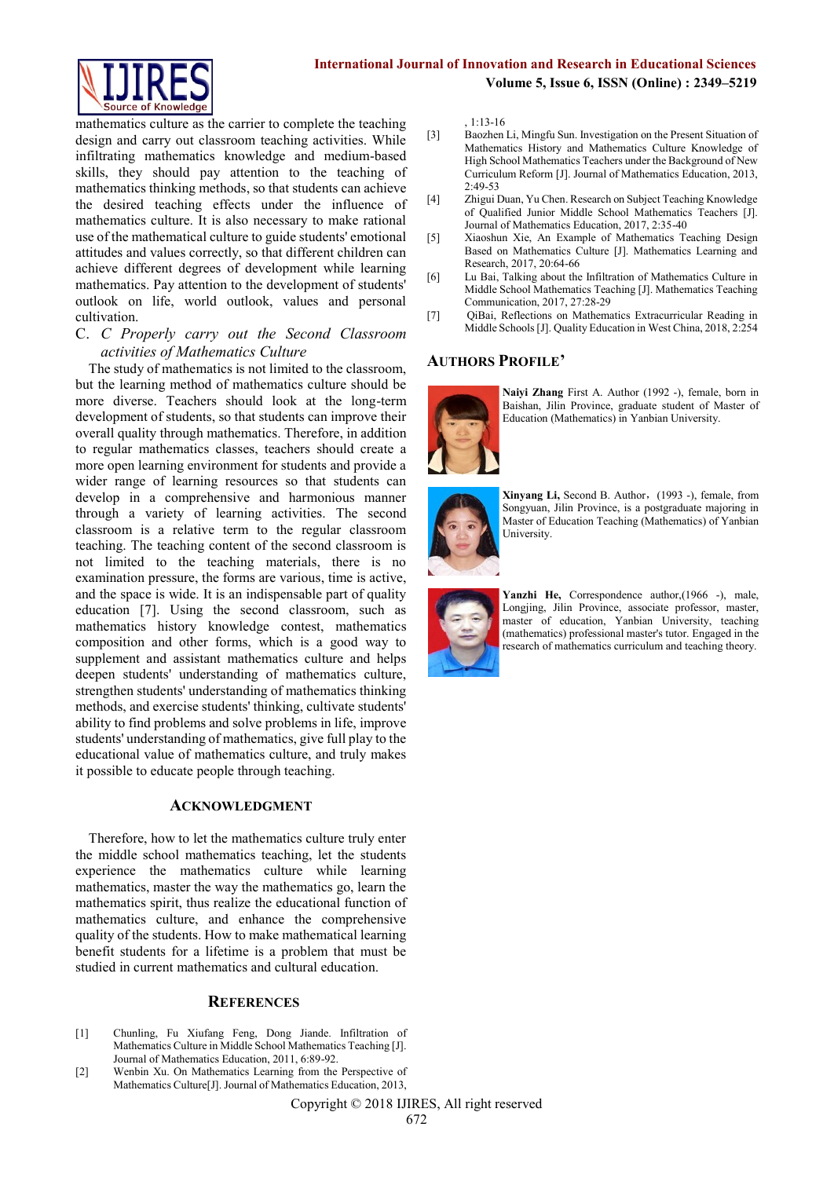mathematics culture as the carrier to complete the teaching design and carry out classroom teaching activities. While infiltrating mathematics knowledge and medium-based skills, they should pay attention to the teaching of mathematics thinking methods, so that students can achieve the desired teaching effects under the influence of mathematics culture. It is also necessary to make rational use of the mathematical culture to guide students' emotional attitudes and values correctly, so that different children can achieve different degrees of development while learning mathematics. Pay attention to the development of students' outlook on life, world outlook, values and personal cultivation.

### C. *C Properly carry out the Second Classroom activities of Mathematics Culture*

The study of mathematics is not limited to the classroom, but the learning method of mathematics culture should be more diverse. Teachers should look at the long-term development of students, so that students can improve their overall quality through mathematics. Therefore, in addition to regular mathematics classes, teachers should create a more open learning environment for students and provide a wider range of learning resources so that students can develop in a comprehensive and harmonious manner through a variety of learning activities. The second classroom is a relative term to the regular classroom teaching. The teaching content of the second classroom is not limited to the teaching materials, there is no examination pressure, the forms are various, time is active, and the space is wide. It is an indispensable part of quality education [7]. Using the second classroom, such as mathematics history knowledge contest, mathematics composition and other forms, which is a good way to supplement and assistant mathematics culture and helps deepen students' understanding of mathematics culture, strengthen students' understanding of mathematics thinking methods, and exercise students' thinking, cultivate students' ability to find problems and solve problems in life, improve students' understanding of mathematics, give full play to the educational value of mathematics culture, and truly makes it possible to educate people through teaching.

## Acknowledgment

Therefore, how to let the mathematics culture truly enter the middle school mathematics teaching, let the students experience the mathematics culture while learning mathematics, master the way the mathematics go, learn the mathematics spirit, thus realize the educational function of mathematics culture, and enhance the comprehensive quality of the students. How to make mathematical learning benefit students for a lifetime is a problem that must be studied in current mathematics and cultural education.

## References

[1] Chunling, Fu Xiufang Feng, Dong Jiande. Infiltration of Mathematics Culture in Middle School Mathematics Teaching [J]. Journal of Mathematics Education, 2011, 6:89-92.

[2] Wenbin Xu. On Mathematics Learning from the Perspective of Mathematics Culture[J]. Journal of Mathematics Education, 2013, , 1:13-16

[3] Baozhen Li, Mingfu Sun. Investigation on the Present Situation of Mathematics History and Mathematics Culture Knowledge of High School Mathematics Teachers under the Background of New Curriculum Reform [J]. Journal of Mathematics Education, 2013, 2:49-53

[4] Zhigui Duan, Yu Chen. Research on Subject Teaching Knowledge of Qualified Junior Middle School Mathematics Teachers [J]. Journal of Mathematics Education, 2017, 2:35-40

[5] Xiaoshun Xie, An Example of Mathematics Teaching Design Based on Mathematics Culture [J]. Mathematics Learning and Research, 2017, 20:64-66

[6] Lu Bai, Talking about the Infiltration of Mathematics Culture in Middle School Mathematics Teaching [J]. Mathematics Teaching Communication, 2017, 27:28-29

[7] QiBai, Reflections on Mathematics Extracurricular Reading in Middle Schools [J]. Quality Education in West China, 2018, 2:254

## Authors Profile'

**Naiyi Zhang** First A. Author (1992 -), female, born in Baishan, Jilin Province, graduate student of Master of Education (Mathematics) in Yanbian University.

**Xinyang Li,** Second B. Author, (1993 -), female, from Songyuan, Jilin Province, is a postgraduate majoring in Master of Education Teaching (Mathematics) of Yanbian University.

**Yanzhi He,** Correspondence author,(1966 -), male, Longjing, Jilin Province, associate professor, master, master of education, Yanbian University, teaching (mathematics) professional master's tutor. Engaged in the research of mathematics curriculum and teaching theory.

Copyright © 2018 IJIRES, All right reserved